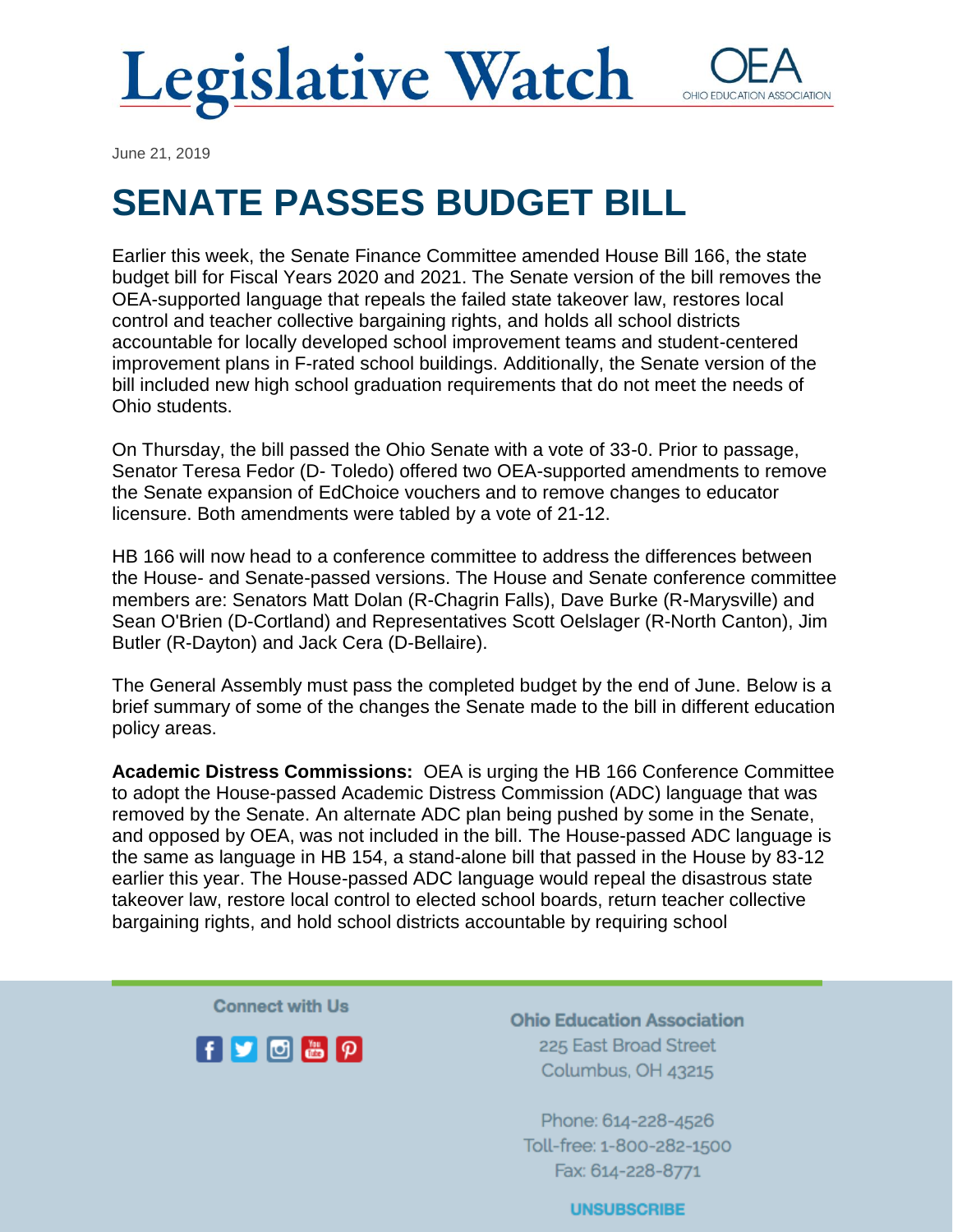# Legislative Watch

June 21, 2019

## SENATE PASSES BUDGET BILL

Earlier this week, the Senate Finance Committee amended House Bill 166, the state budget bill for Fiscal Years 2020 and 2021. The Senate version of the bill removes the OEA-supported language that repeals the failed state takeover law, restores local control and teacher collective bargaining rights, and holds all school districts accountable for locally developed school improvement teams and student-centered improvement plans in F-rated school buildings. Additionally, the Senate version of the bill included new high school graduation requirements that do not meet the needs of Ohio students.

On Thursday, the bill passed the Ohio Senate with a vote of 33-0. Prior to passage, Senator Teresa Fedor (D- Toledo) offered two OEA-supported amendments to remove the Senate expansion of EdChoice vouchers and to remove changes to educator licensure. Both amendments were tabled by a vote of 21-12.

HB 166 will now head to a conference committee to address the differences between the House- and Senate-passed versions. The House and Senate conference committee members are: Senators Matt Dolan (R-Chagrin Falls), Dave Burke (R-Marysville) and Sean O'Brien (D-Cortland) and Representatives Scott Oelslager (R-North Canton), Jim Butler (R-Dayton) and Jack Cera (D-Bellaire).

The General Assembly must pass the completed budget by the end of June. Below is a brief summary of some of the changes the Senate made to the bill in different education policy areas.

**Academic Distress Commissions:** OEA is urging the HB 166 Conference Committee to adopt the House-passed Academic Distress Commission (ADC) language that was removed by the Senate. An alternate ADC plan being pushed by some in the Senate, and opposed by OEA, was not included in the bill. The House-passed ADC language is the same as language in HB 154, a stand-alone bill that passed in the House by 83-12 earlier this year. The House-passed ADC language would repeal the disastrous state takeover law, restore local control to elected school boards, return teacher collective bargaining rights, and hold school districts accountable by requiring school

Connect with Us

**Ohio Education Association**
225 East Broad Street
Columbus, OH 43215

Phone: 614-228-4526
Toll-free: 1-800-282-1500
Fax: 614-228-8771

UNSUBSCRIBE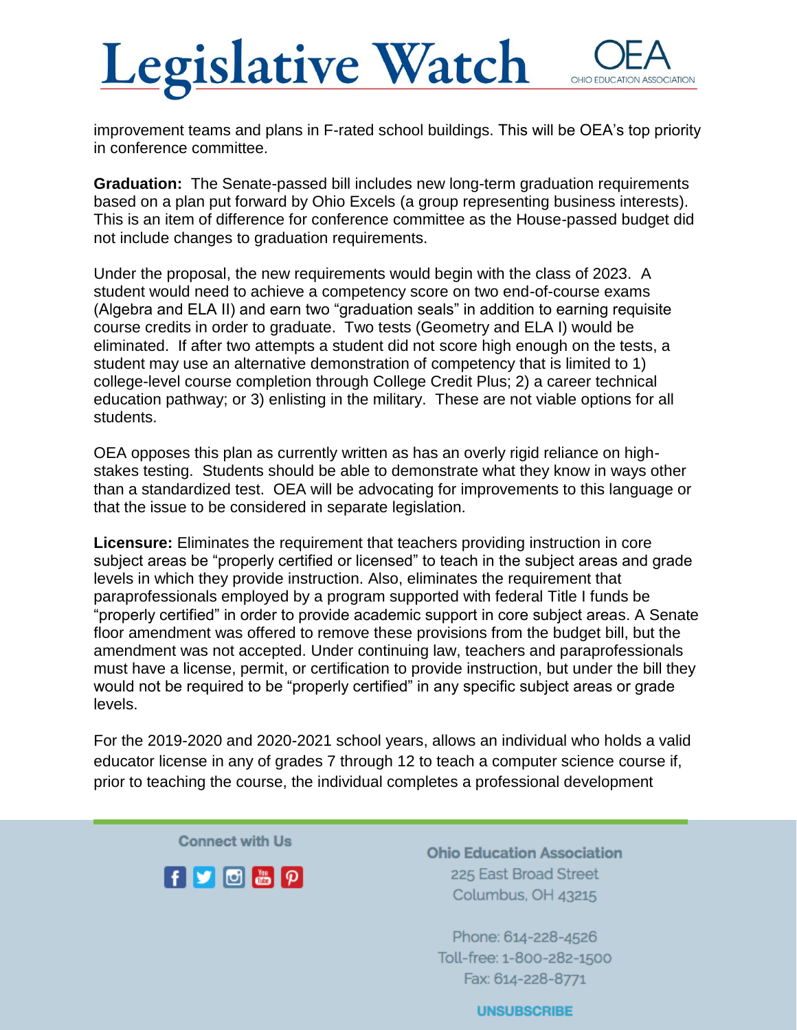improvement teams and plans in F-rated school buildings. This will be OEA's top priority in conference committee.

**Graduation:** The Senate-passed bill includes new long-term graduation requirements based on a plan put forward by Ohio Excels (a group representing business interests). This is an item of difference for conference committee as the House-passed budget did not include changes to graduation requirements.

Under the proposal, the new requirements would begin with the class of 2023. A student would need to achieve a competency score on two end-of-course exams (Algebra and ELA II) and earn two "graduation seals" in addition to earning requisite course credits in order to graduate. Two tests (Geometry and ELA I) would be eliminated. If after two attempts a student did not score high enough on the tests, a student may use an alternative demonstration of competency that is limited to 1) college-level course completion through College Credit Plus; 2) a career technical education pathway; or 3) enlisting in the military. These are not viable options for all students.

OEA opposes this plan as currently written as has an overly rigid reliance on high-stakes testing. Students should be able to demonstrate what they know in ways other than a standardized test. OEA will be advocating for improvements to this language or that the issue to be considered in separate legislation.

**Licensure:** Eliminates the requirement that teachers providing instruction in core subject areas be "properly certified or licensed" to teach in the subject areas and grade levels in which they provide instruction. Also, eliminates the requirement that paraprofessionals employed by a program supported with federal Title I funds be "properly certified" in order to provide academic support in core subject areas. A Senate floor amendment was offered to remove these provisions from the budget bill, but the amendment was not accepted. Under continuing law, teachers and paraprofessionals must have a license, permit, or certification to provide instruction, but under the bill they would not be required to be "properly certified" in any specific subject areas or grade levels.

For the 2019-2020 and 2020-2021 school years, allows an individual who holds a valid educator license in any of grades 7 through 12 to teach a computer science course if, prior to teaching the course, the individual completes a professional development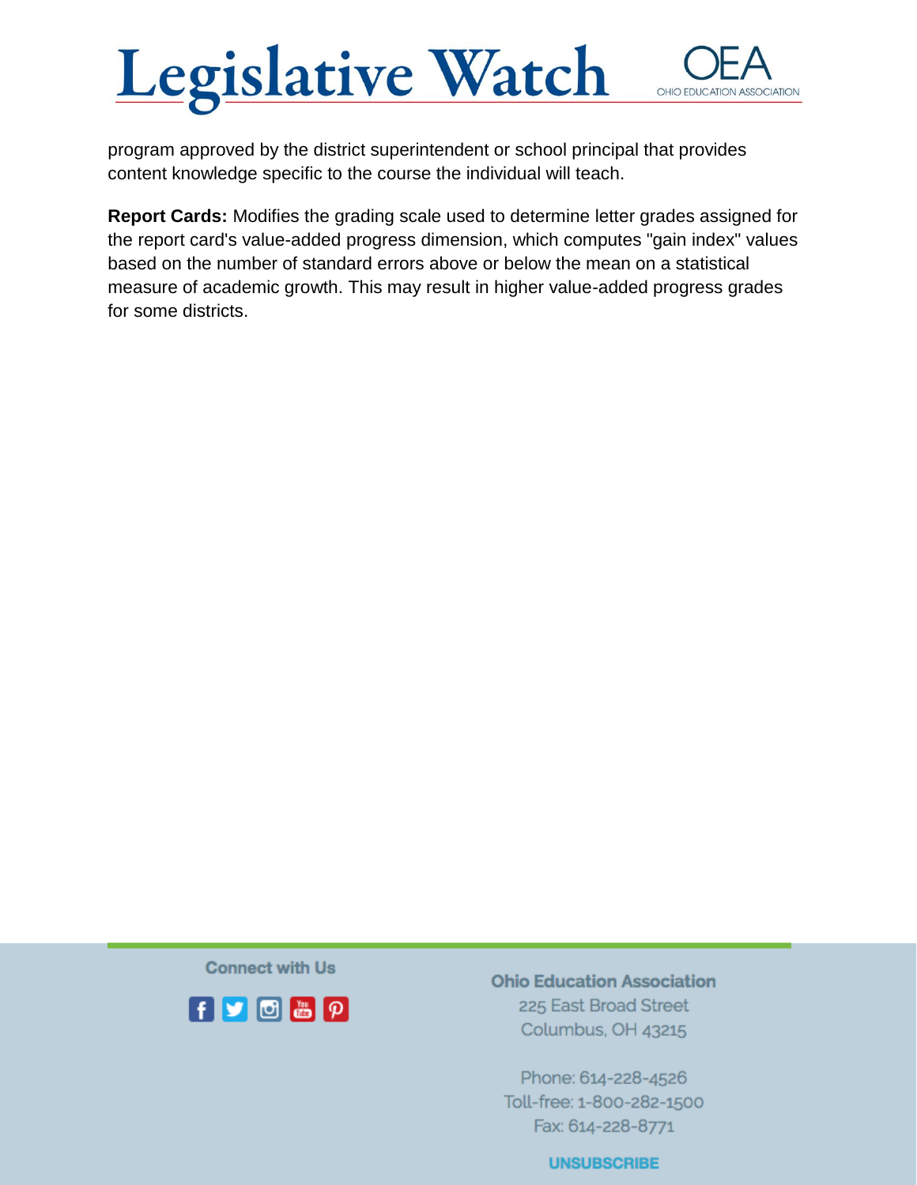program approved by the district superintendent or school principal that provides content knowledge specific to the course the individual will teach.

**Report Cards:** Modifies the grading scale used to determine letter grades assigned for the report card's value-added progress dimension, which computes "gain index" values based on the number of standard errors above or below the mean on a statistical measure of academic growth. This may result in higher value-added progress grades for some districts.

Connect with Us

**Ohio Education Association**
225 East Broad Street
Columbus, OH 43215

Phone: 614-228-4526
Toll-free: 1-800-282-1500
Fax: 614-228-8771

UNSUBSCRIBE